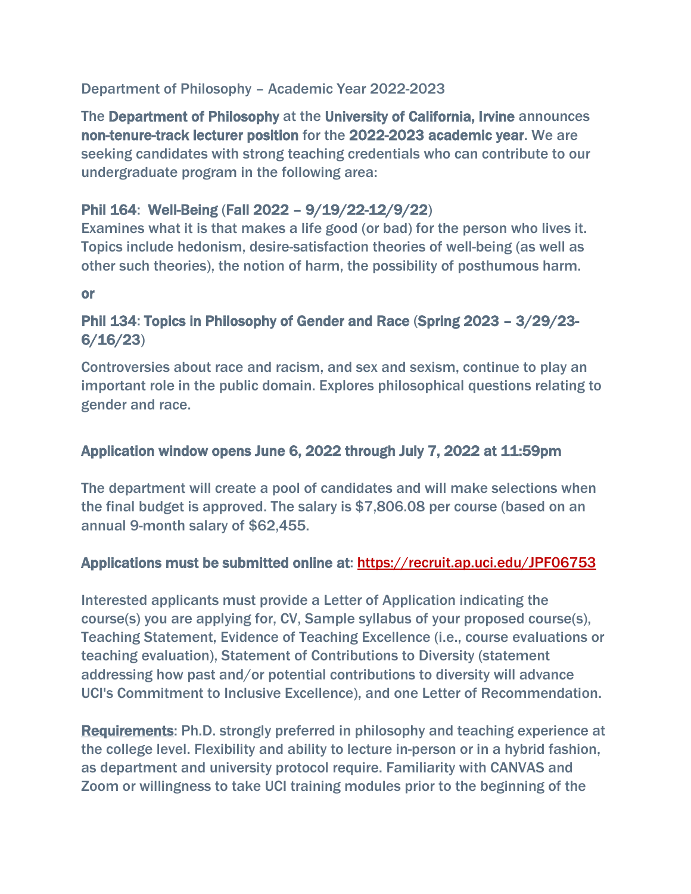Department of Philosophy – Academic Year 2022-2023

The **Department of Philosophy** at the **University of California, Irvine** announces **non-tenure-track lecturer position** for the **2022-2023 academic year**. We are seeking candidates with strong teaching credentials who can contribute to our undergraduate program in the following area:

**Phil 164**: **Well-Being** (**Fall 2022 – 9/19/22-12/9/22**)
Examines what it is that makes a life good (or bad) for the person who lives it. Topics include hedonism, desire-satisfaction theories of well-being (as well as other such theories), the notion of harm, the possibility of posthumous harm.

**or**

**Phil 134**: **Topics in Philosophy of Gender and Race** (**Spring 2023 – 3/29/23-6/16/23**)

Controversies about race and racism, and sex and sexism, continue to play an important role in the public domain. Explores philosophical questions relating to gender and race.

**Application window opens June 6, 2022 through July 7, 2022 at 11:59pm**

The department will create a pool of candidates and will make selections when the final budget is approved. The salary is $7,806.08 per course (based on an annual 9-month salary of $62,455.

**Applications must be submitted online at**: https://recruit.ap.uci.edu/JPF06753

Interested applicants must provide a Letter of Application indicating the course(s) you are applying for, CV, Sample syllabus of your proposed course(s), Teaching Statement, Evidence of Teaching Excellence (i.e., course evaluations or teaching evaluation), Statement of Contributions to Diversity (statement addressing how past and/or potential contributions to diversity will advance UCI's Commitment to Inclusive Excellence), and one Letter of Recommendation.

**Requirements**: Ph.D. strongly preferred in philosophy and teaching experience at the college level. Flexibility and ability to lecture in-person or in a hybrid fashion, as department and university protocol require. Familiarity with CANVAS and Zoom or willingness to take UCI training modules prior to the beginning of the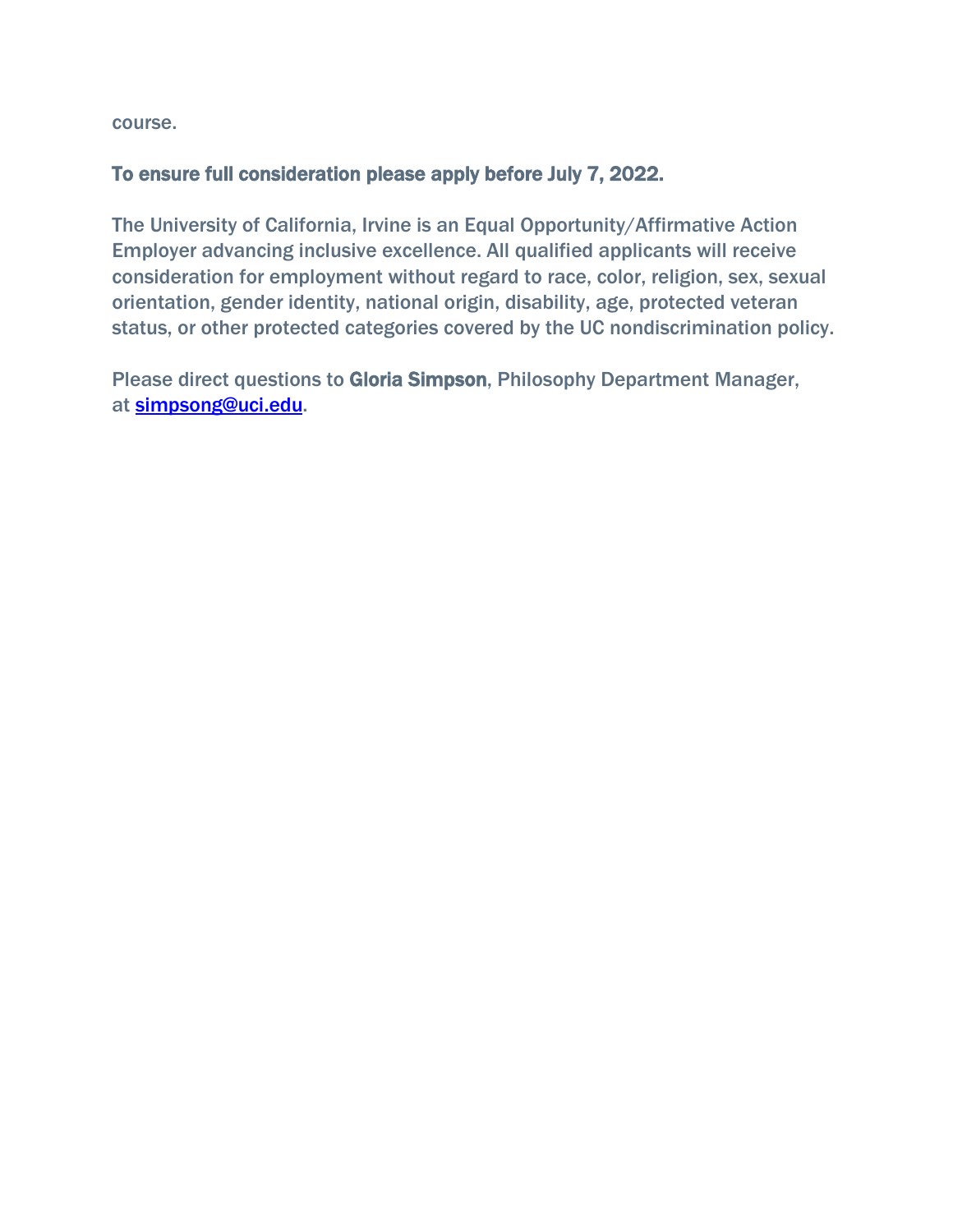course.

**To ensure full consideration please apply before July 7, 2022.**

The University of California, Irvine is an Equal Opportunity/Affirmative Action Employer advancing inclusive excellence. All qualified applicants will receive consideration for employment without regard to race, color, religion, sex, sexual orientation, gender identity, national origin, disability, age, protected veteran status, or other protected categories covered by the UC nondiscrimination policy.

Please direct questions to **Gloria Simpson**, Philosophy Department Manager, at [simpsong@uci.edu](mailto:simpsong@uci.edu).